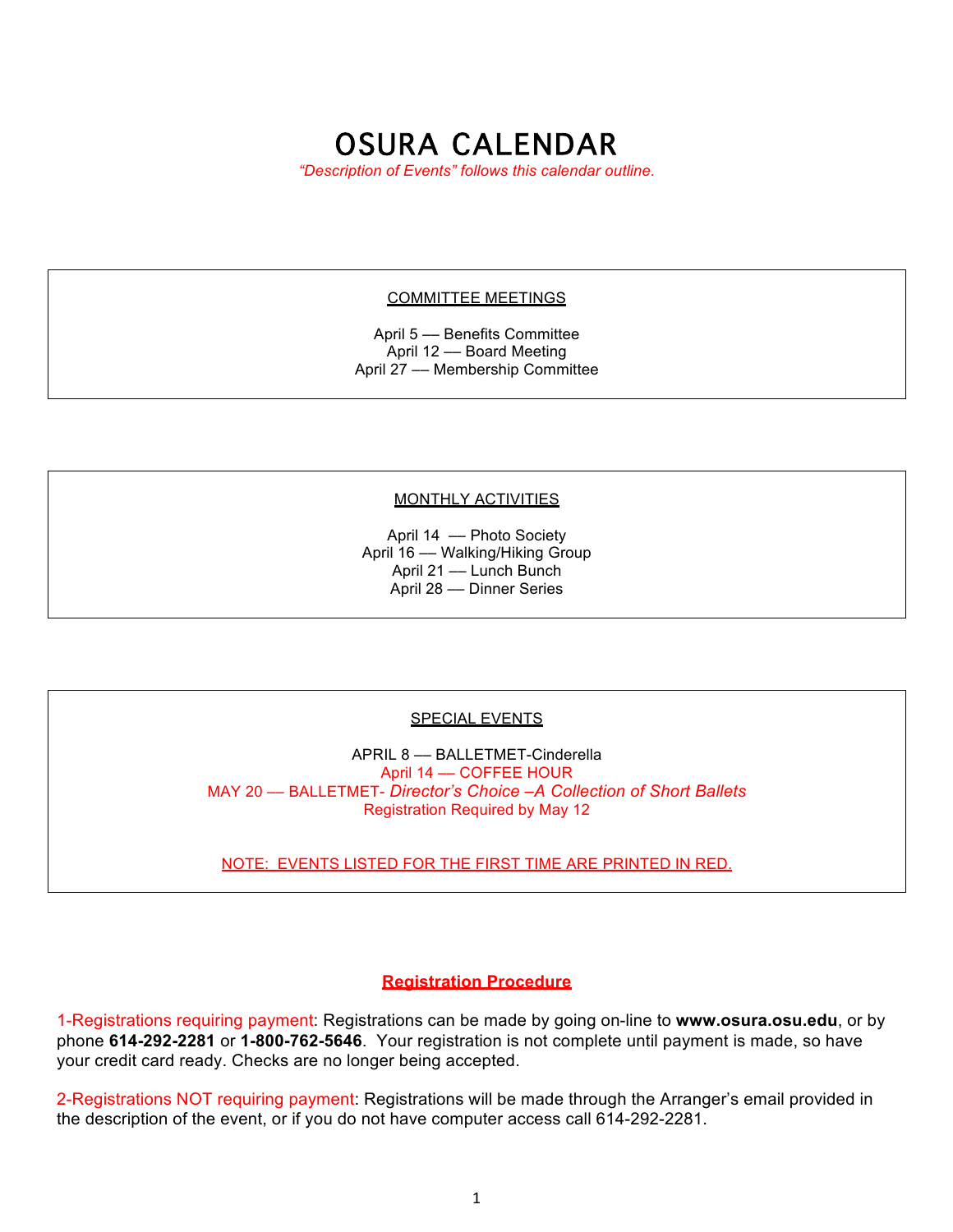# OSURA CALENDAR

*"Description of Events" follows this calendar outline.*

## COMMITTEE MEETINGS

April 5 —– Benefits Committee
April 12 —– Board Meeting
April 27 —– Membership Committee

## MONTHLY ACTIVITIES

April 14 —– Photo Society
April 16 —– Walking/Hiking Group
April 21 —– Lunch Bunch
April 28 —– Dinner Series

## SPECIAL EVENTS

APRIL 8 —– BALLETMET-Cinderella
April 14 —– COFFEE HOUR
MAY 20 —– BALLETMET- *Director's Choice –A Collection of Short Ballets*
Registration Required by May 12

NOTE: EVENTS LISTED FOR THE FIRST TIME ARE PRINTED IN RED.

## Registration Procedure

1-Registrations requiring payment: Registrations can be made by going on-line to **www.osura.osu.edu**, or by phone **614-292-2281** or **1-800-762-5646**. Your registration is not complete until payment is made, so have your credit card ready. Checks are no longer being accepted.

2-Registrations NOT requiring payment: Registrations will be made through the Arranger's email provided in the description of the event, or if you do not have computer access call 614-292-2281.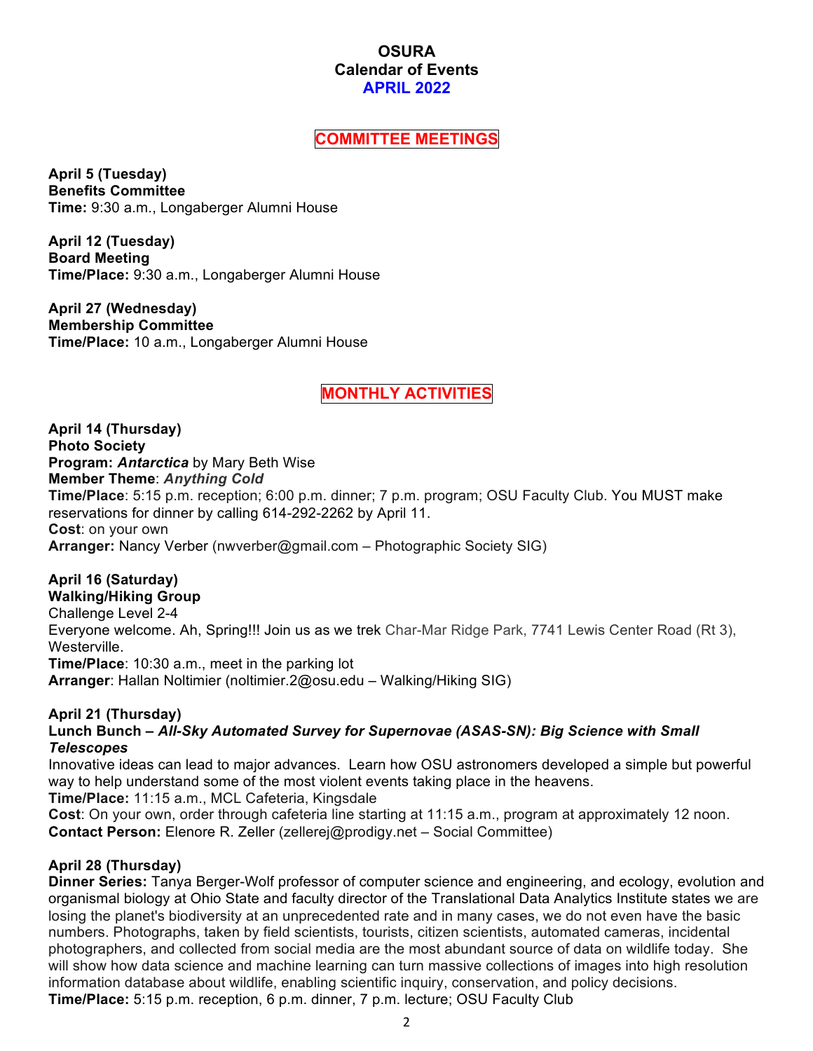# OSURA
# Calendar of Events
# APRIL 2022

## COMMITTEE MEETINGS

**April 5 (Tuesday)**
**Benefits Committee**
**Time:** 9:30 a.m., Longaberger Alumni House

**April 12 (Tuesday)**
**Board Meeting**
**Time/Place:** 9:30 a.m., Longaberger Alumni House

**April 27 (Wednesday)**
**Membership Committee**
**Time/Place:** 10 a.m., Longaberger Alumni House

## MONTHLY ACTIVITIES

**April 14 (Thursday)**
**Photo Society**
**Program:** ***Antarctica*** by Mary Beth Wise
**Member Theme**: ***Anything Cold***
**Time/Place**: 5:15 p.m. reception; 6:00 p.m. dinner; 7 p.m. program; OSU Faculty Club. You MUST make reservations for dinner by calling 614-292-2262 by April 11.
**Cost**: on your own
**Arranger:** Nancy Verber (nwverber@gmail.com – Photographic Society SIG)

**April 16 (Saturday)**
**Walking/Hiking Group**
Challenge Level 2-4
Everyone welcome. Ah, Spring!!! Join us as we trek Char-Mar Ridge Park, 7741 Lewis Center Road (Rt 3), Westerville.
**Time/Place**: 10:30 a.m., meet in the parking lot
**Arranger**: Hallan Noltimier (noltimier.2@osu.edu – Walking/Hiking SIG)

**April 21 (Thursday)**
**Lunch Bunch – *All-Sky Automated Survey for Supernovae (ASAS-SN): Big Science with Small Telescopes***
Innovative ideas can lead to major advances. Learn how OSU astronomers developed a simple but powerful way to help understand some of the most violent events taking place in the heavens.
**Time/Place:** 11:15 a.m., MCL Cafeteria, Kingsdale
**Cost**: On your own, order through cafeteria line starting at 11:15 a.m., program at approximately 12 noon.
**Contact Person:** Elenore R. Zeller (zellerej@prodigy.net – Social Committee)

**April 28 (Thursday)**
**Dinner Series:** Tanya Berger-Wolf professor of computer science and engineering, and ecology, evolution and organismal biology at Ohio State and faculty director of the Translational Data Analytics Institute states we are losing the planet's biodiversity at an unprecedented rate and in many cases, we do not even have the basic numbers. Photographs, taken by field scientists, tourists, citizen scientists, automated cameras, incidental photographers, and collected from social media are the most abundant source of data on wildlife today. She will show how data science and machine learning can turn massive collections of images into high resolution information database about wildlife, enabling scientific inquiry, conservation, and policy decisions.
**Time/Place:** 5:15 p.m. reception, 6 p.m. dinner, 7 p.m. lecture; OSU Faculty Club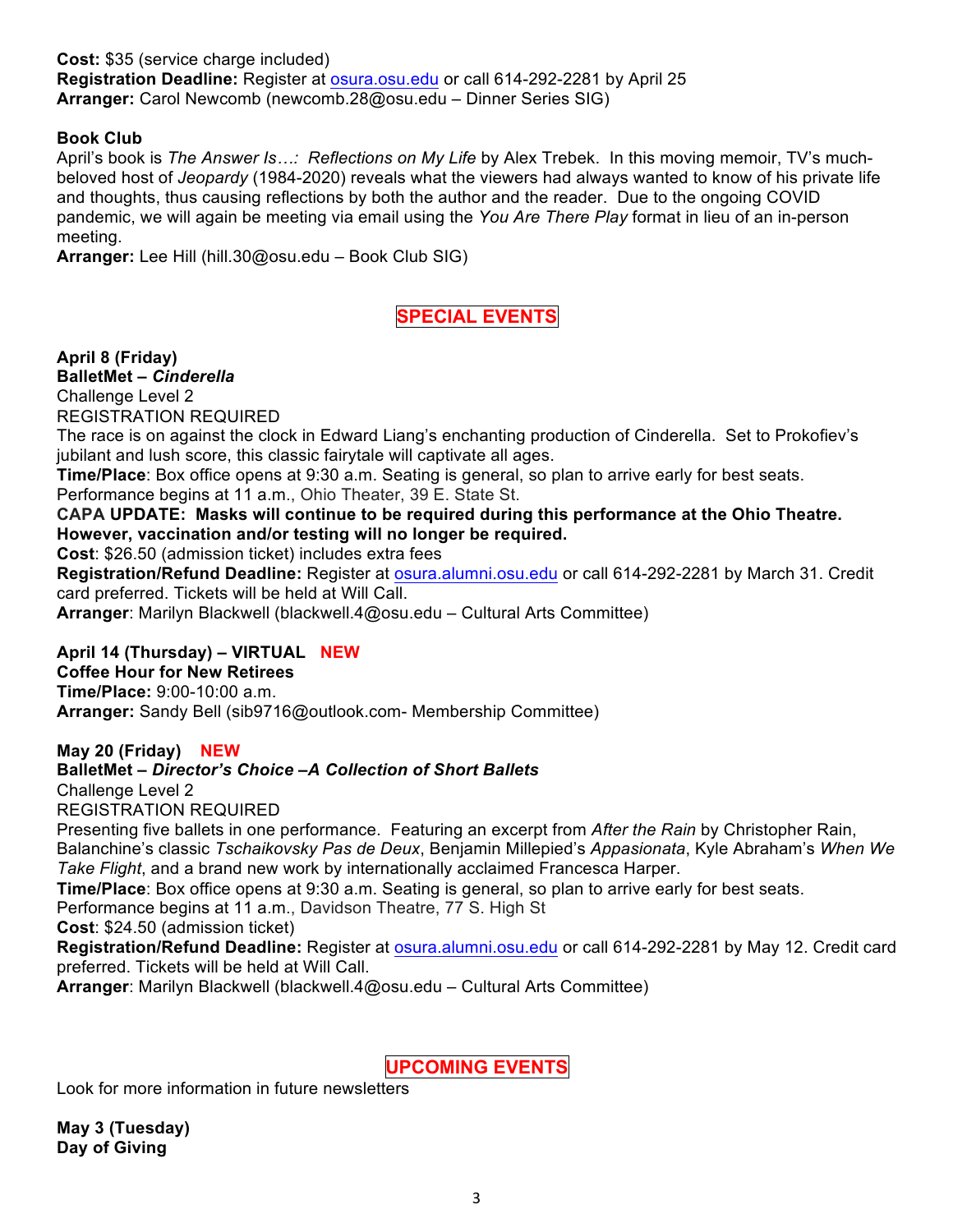**Cost:** $35 (service charge included)
**Registration Deadline:** Register at osura.osu.edu or call 614-292-2281 by April 25
**Arranger:** Carol Newcomb (newcomb.28@osu.edu – Dinner Series SIG)

**Book Club**
April's book is *The Answer Is…: Reflections on My Life* by Alex Trebek. In this moving memoir, TV's much-beloved host of *Jeopardy* (1984-2020) reveals what the viewers had always wanted to know of his private life and thoughts, thus causing reflections by both the author and the reader. Due to the ongoing COVID pandemic, we will again be meeting via email using the *You Are There Play* format in lieu of an in-person meeting.
**Arranger:** Lee Hill (hill.30@osu.edu – Book Club SIG)

## SPECIAL EVENTS

**April 8 (Friday)**
**BalletMet – *Cinderella***
Challenge Level 2
REGISTRATION REQUIRED
The race is on against the clock in Edward Liang's enchanting production of Cinderella. Set to Prokofiev's jubilant and lush score, this classic fairytale will captivate all ages.
**Time/Place**: Box office opens at 9:30 a.m. Seating is general, so plan to arrive early for best seats. Performance begins at 11 a.m., Ohio Theater, 39 E. State St.
**CAPA UPDATE: Masks will continue to be required during this performance at the Ohio Theatre. However, vaccination and/or testing will no longer be required.**
**Cost**: $26.50 (admission ticket) includes extra fees
**Registration/Refund Deadline:** Register at osura.alumni.osu.edu or call 614-292-2281 by March 31. Credit card preferred. Tickets will be held at Will Call.
**Arranger**: Marilyn Blackwell (blackwell.4@osu.edu – Cultural Arts Committee)

**April 14 (Thursday) – VIRTUAL NEW**
**Coffee Hour for New Retirees**
**Time/Place:** 9:00-10:00 a.m.
**Arranger:** Sandy Bell (sib9716@outlook.com- Membership Committee)

**May 20 (Friday) NEW**
**BalletMet – *Director's Choice –A Collection of Short Ballets***
Challenge Level 2
REGISTRATION REQUIRED
Presenting five ballets in one performance. Featuring an excerpt from *After the Rain* by Christopher Rain, Balanchine's classic *Tschaikovsky Pas de Deux*, Benjamin Millepied's *Appasionata*, Kyle Abraham's *When We Take Flight*, and a brand new work by internationally acclaimed Francesca Harper.
**Time/Place**: Box office opens at 9:30 a.m. Seating is general, so plan to arrive early for best seats. Performance begins at 11 a.m., Davidson Theatre, 77 S. High St
**Cost**: $24.50 (admission ticket)
**Registration/Refund Deadline:** Register at osura.alumni.osu.edu or call 614-292-2281 by May 12. Credit card preferred. Tickets will be held at Will Call.
**Arranger**: Marilyn Blackwell (blackwell.4@osu.edu – Cultural Arts Committee)

## UPCOMING EVENTS

Look for more information in future newsletters

**May 3 (Tuesday)**
**Day of Giving**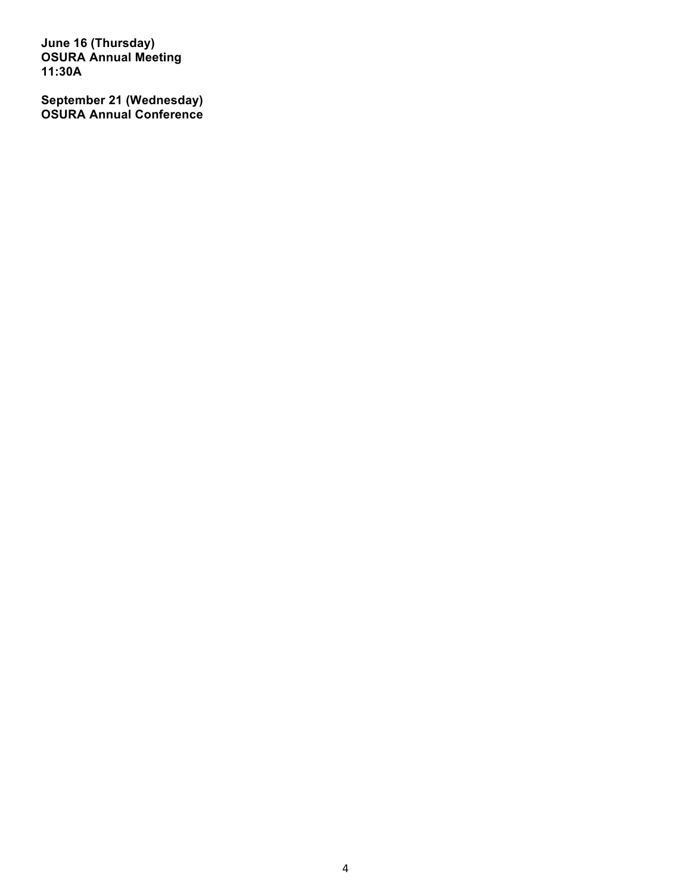**June 16 (Thursday)**
**OSURA Annual Meeting**
**11:30A**

**September 21 (Wednesday)**
**OSURA Annual Conference**